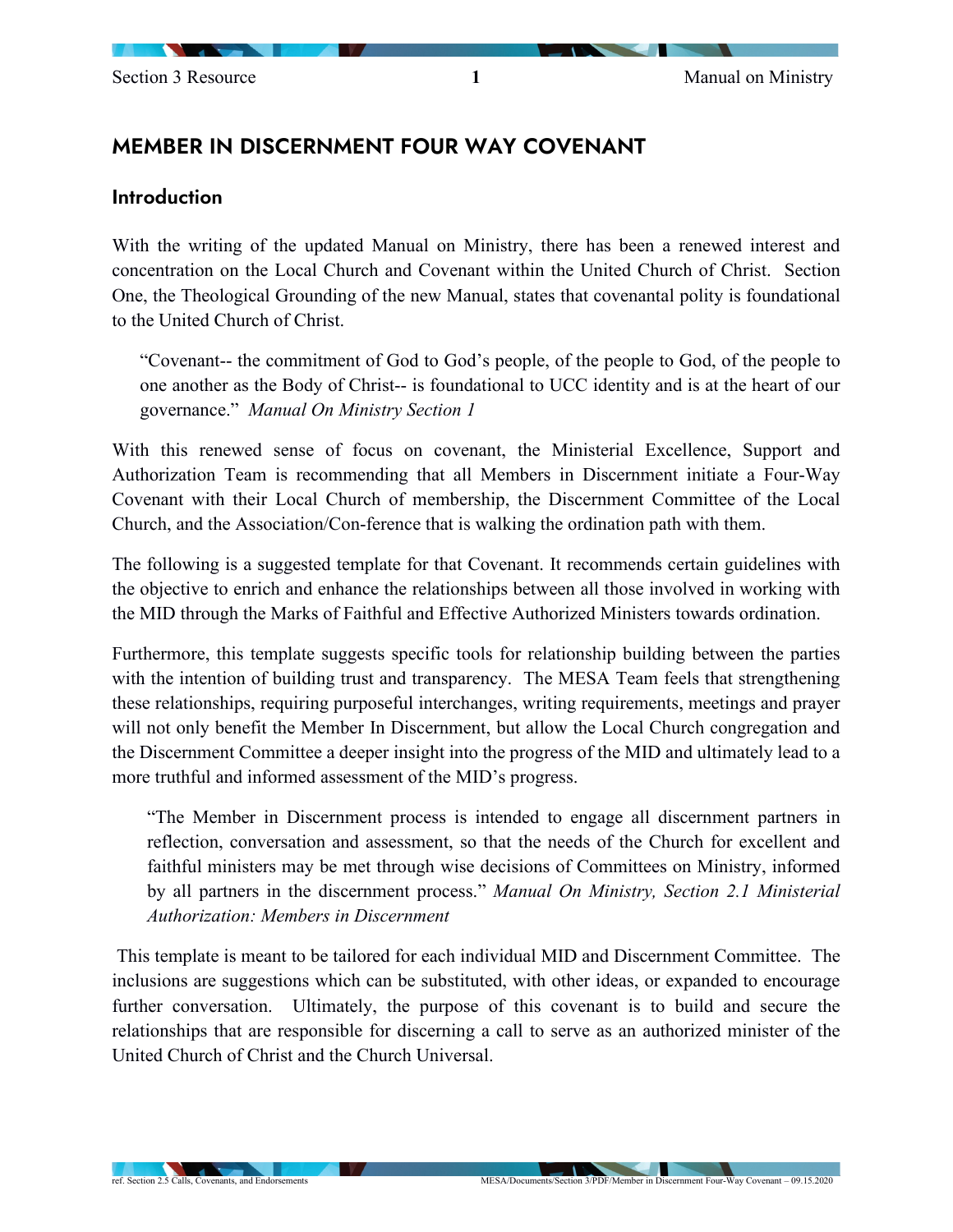# MEMBER IN DISCERNMENT FOUR WAY COVENANT

## Introduction

With the writing of the updated Manual on Ministry, there has been a renewed interest and concentration on the Local Church and Covenant within the United Church of Christ. Section One, the Theological Grounding of the new Manual, states that covenantal polity is foundational to the United Church of Christ.

> "Covenant-- the commitment of God to God's people, of the people to God, of the people to one another as the Body of Christ-- is foundational to UCC identity and is at the heart of our governance." *Manual On Ministry Section 1*

With this renewed sense of focus on covenant, the Ministerial Excellence, Support and Authorization Team is recommending that all Members in Discernment initiate a Four-Way Covenant with their Local Church of membership, the Discernment Committee of the Local Church, and the Association/Con-ference that is walking the ordination path with them.

The following is a suggested template for that Covenant. It recommends certain guidelines with the objective to enrich and enhance the relationships between all those involved in working with the MID through the Marks of Faithful and Effective Authorized Ministers towards ordination.

Furthermore, this template suggests specific tools for relationship building between the parties with the intention of building trust and transparency. The MESA Team feels that strengthening these relationships, requiring purposeful interchanges, writing requirements, meetings and prayer will not only benefit the Member In Discernment, but allow the Local Church congregation and the Discernment Committee a deeper insight into the progress of the MID and ultimately lead to a more truthful and informed assessment of the MID's progress.

> "The Member in Discernment process is intended to engage all discernment partners in reflection, conversation and assessment, so that the needs of the Church for excellent and faithful ministers may be met through wise decisions of Committees on Ministry, informed by all partners in the discernment process." *Manual On Ministry, Section 2.1 Ministerial Authorization: Members in Discernment*

This template is meant to be tailored for each individual MID and Discernment Committee. The inclusions are suggestions which can be substituted, with other ideas, or expanded to encourage further conversation. Ultimately, the purpose of this covenant is to build and secure the relationships that are responsible for discerning a call to serve as an authorized minister of the United Church of Christ and the Church Universal.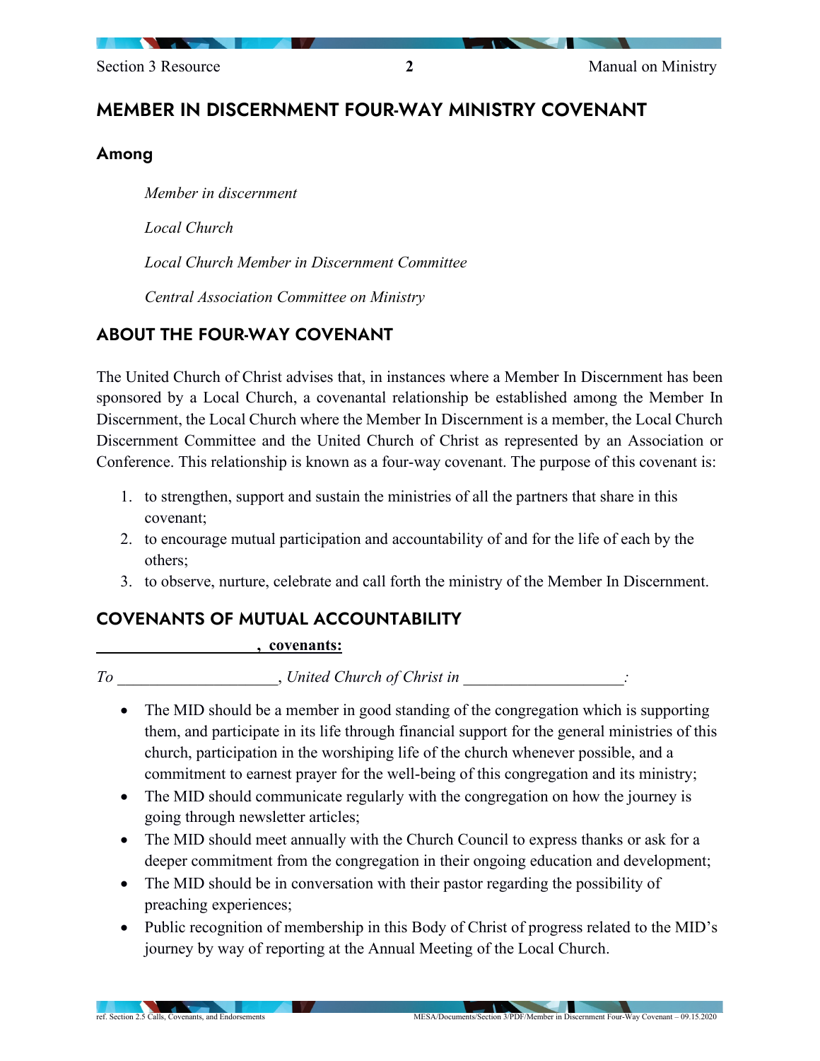## MEMBER IN DISCERNMENT FOUR-WAY MINISTRY COVENANT

### Among

*Member in discernment*

*Local Church*

*Local Church Member in Discernment Committee*

*Central Association Committee on Ministry*

## ABOUT THE FOUR-WAY COVENANT

The United Church of Christ advises that, in instances where a Member In Discernment has been sponsored by a Local Church, a covenantal relationship be established among the Member In Discernment, the Local Church where the Member In Discernment is a member, the Local Church Discernment Committee and the United Church of Christ as represented by an Association or Conference. This relationship is known as a four-way covenant. The purpose of this covenant is:

1. to strengthen, support and sustain the ministries of all the partners that share in this covenant;
2. to encourage mutual participation and accountability of and for the life of each by the others;
3. to observe, nurture, celebrate and call forth the ministry of the Member In Discernment.

## COVENANTS OF MUTUAL ACCOUNTABILITY

**____________________, covenants:**

*To ____________________, United Church of Christ in ____________________:*

- The MID should be a member in good standing of the congregation which is supporting them, and participate in its life through financial support for the general ministries of this church, participation in the worshiping life of the church whenever possible, and a commitment to earnest prayer for the well-being of this congregation and its ministry;
- The MID should communicate regularly with the congregation on how the journey is going through newsletter articles;
- The MID should meet annually with the Church Council to express thanks or ask for a deeper commitment from the congregation in their ongoing education and development;
- The MID should be in conversation with their pastor regarding the possibility of preaching experiences;
- Public recognition of membership in this Body of Christ of progress related to the MID's journey by way of reporting at the Annual Meeting of the Local Church.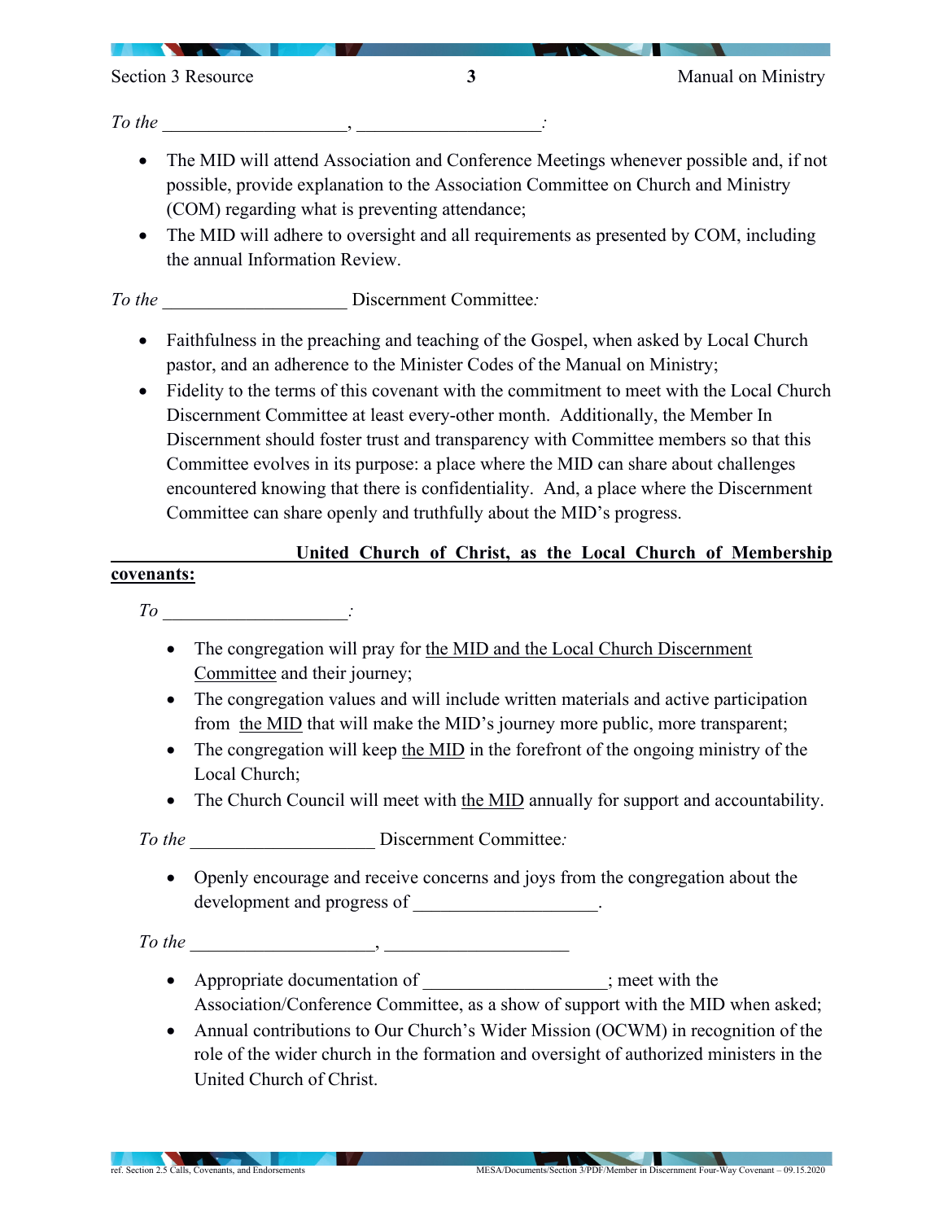*To the* ____________________, ____________________*:*

- The MID will attend Association and Conference Meetings whenever possible and, if not possible, provide explanation to the Association Committee on Church and Ministry (COM) regarding what is preventing attendance;
- The MID will adhere to oversight and all requirements as presented by COM, including the annual Information Review.

*To the* ____________________ Discernment Committee*:*

- Faithfulness in the preaching and teaching of the Gospel, when asked by Local Church pastor, and an adherence to the Minister Codes of the Manual on Ministry;
- Fidelity to the terms of this covenant with the commitment to meet with the Local Church Discernment Committee at least every-other month. Additionally, the Member In Discernment should foster trust and transparency with Committee members so that this Committee evolves in its purpose: a place where the MID can share about challenges encountered knowing that there is confidentiality. And, a place where the Discernment Committee can share openly and truthfully about the MID's progress.

**____________________ United Church of Christ, as the Local Church of Membership covenants:**

*To* ____________________*:*

- The congregation will pray for the MID and the Local Church Discernment Committee and their journey;
- The congregation values and will include written materials and active participation from the MID that will make the MID's journey more public, more transparent;
- The congregation will keep the MID in the forefront of the ongoing ministry of the Local Church;
- The Church Council will meet with the MID annually for support and accountability.

*To the* ____________________ Discernment Committee*:*

- Openly encourage and receive concerns and joys from the congregation about the development and progress of ____________________.

*To the* ____________________, ____________________

- Appropriate documentation of ____________________; meet with the Association/Conference Committee, as a show of support with the MID when asked;
- Annual contributions to Our Church's Wider Mission (OCWM) in recognition of the role of the wider church in the formation and oversight of authorized ministers in the United Church of Christ.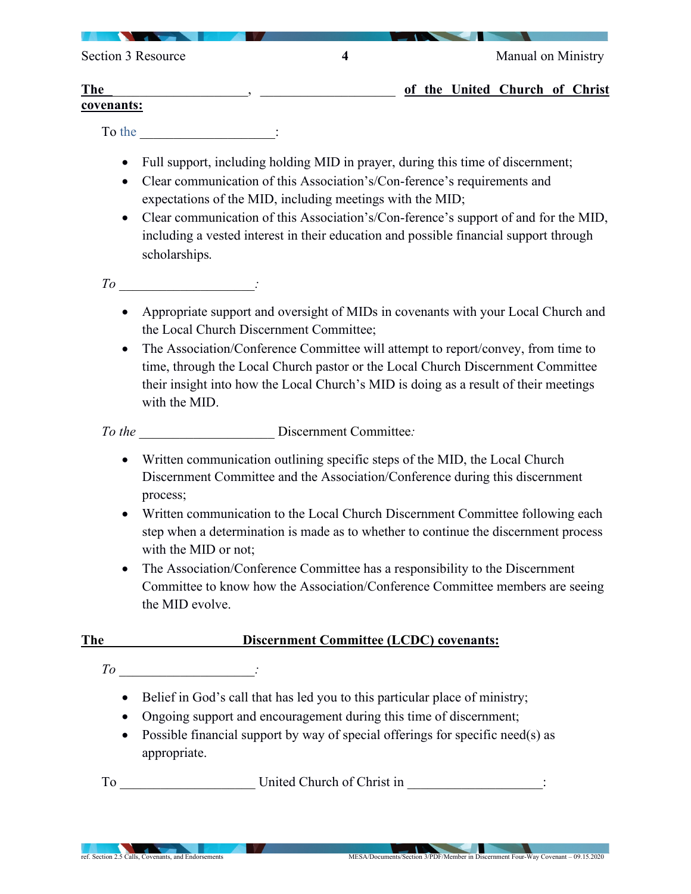**The \_\_\_\_\_\_\_\_\_\_\_\_\_\_\_\_\_\_\_\_, \_\_\_\_\_\_\_\_\_\_\_\_\_\_\_\_\_\_\_\_ of the United Church of Christ covenants:**

To the \_\_\_\_\_\_\_\_\_\_\_\_\_\_\_\_\_\_\_\_:

- Full support, including holding MID in prayer, during this time of discernment;
- Clear communication of this Association's/Con-ference's requirements and expectations of the MID, including meetings with the MID;
- Clear communication of this Association's/Con-ference's support of and for the MID, including a vested interest in their education and possible financial support through scholarships.

*To \_\_\_\_\_\_\_\_\_\_\_\_\_\_\_\_\_\_\_\_:*

- Appropriate support and oversight of MIDs in covenants with your Local Church and the Local Church Discernment Committee;
- The Association/Conference Committee will attempt to report/convey, from time to time, through the Local Church pastor or the Local Church Discernment Committee their insight into how the Local Church's MID is doing as a result of their meetings with the MID.

*To the* \_\_\_\_\_\_\_\_\_\_\_\_\_\_\_\_\_\_\_\_ Discernment Committee*:*

- Written communication outlining specific steps of the MID, the Local Church Discernment Committee and the Association/Conference during this discernment process;
- Written communication to the Local Church Discernment Committee following each step when a determination is made as to whether to continue the discernment process with the MID or not;
- The Association/Conference Committee has a responsibility to the Discernment Committee to know how the Association/Conference Committee members are seeing the MID evolve.

**The \_\_\_\_\_\_\_\_\_\_\_\_\_\_\_\_\_\_\_\_ Discernment Committee (LCDC) covenants:**

*To \_\_\_\_\_\_\_\_\_\_\_\_\_\_\_\_\_\_\_\_:*

- Belief in God's call that has led you to this particular place of ministry;
- Ongoing support and encouragement during this time of discernment;
- Possible financial support by way of special offerings for specific need(s) as appropriate.

To \_\_\_\_\_\_\_\_\_\_\_\_\_\_\_\_\_\_\_\_ United Church of Christ in \_\_\_\_\_\_\_\_\_\_\_\_\_\_\_\_\_\_\_\_: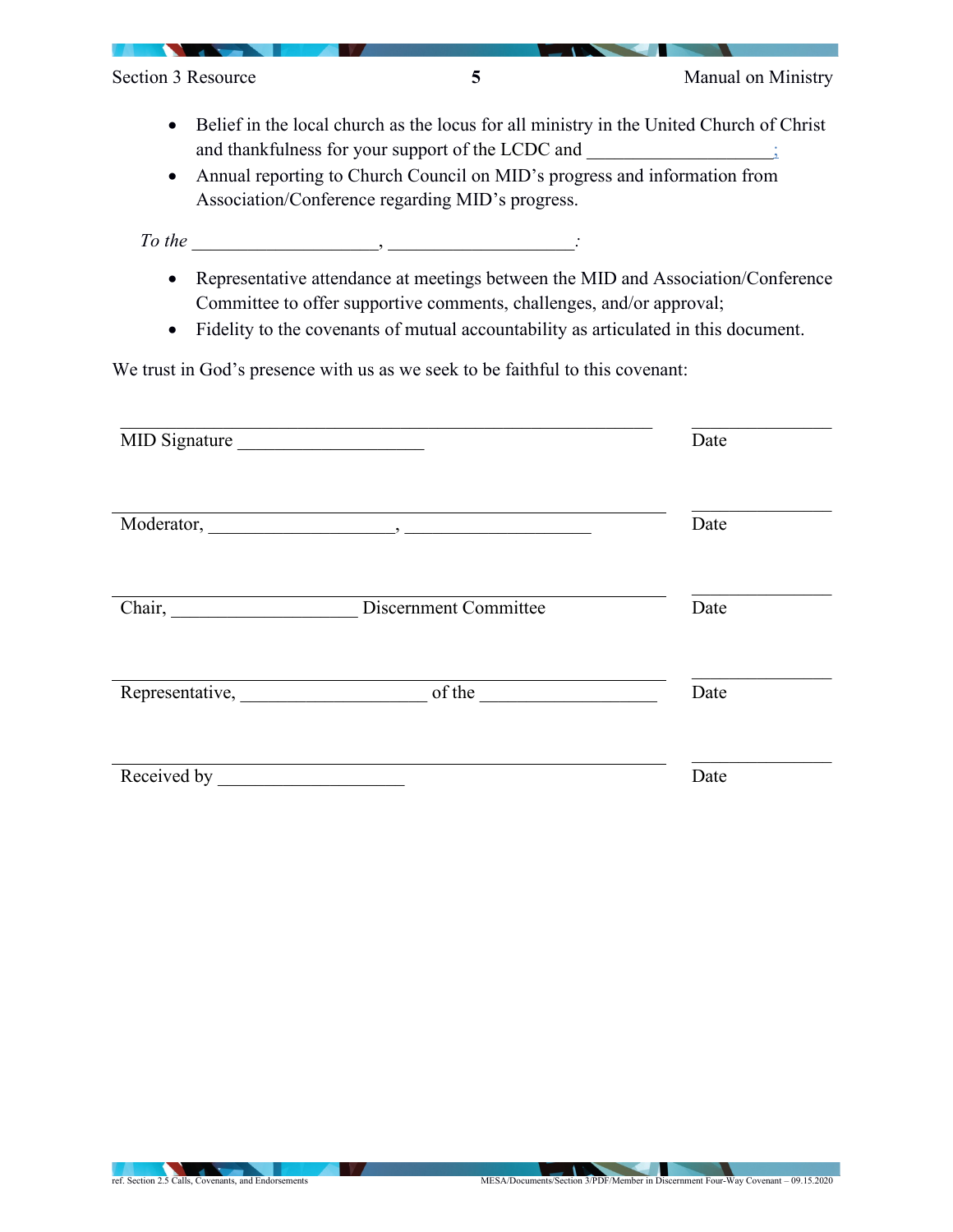- Belief in the local church as the locus for all ministry in the United Church of Christ and thankfulness for your support of the LCDC and ____________________;
- Annual reporting to Church Council on MID's progress and information from Association/Conference regarding MID's progress.

*To the ____________________, ____________________:*

- Representative attendance at meetings between the MID and Association/Conference Committee to offer supportive comments, challenges, and/or approval;
- Fidelity to the covenants of mutual accountability as articulated in this document.

We trust in God's presence with us as we seek to be faithful to this covenant:

____________________________________________________________ ________________

MID Signature ____________________ Date

____________________________________________________________ ________________

Moderator, ____________________, ____________________ Date

____________________________________________________________ ________________

Chair, ____________________ Discernment Committee Date

____________________________________________________________ ________________

Representative, ____________________ of the ____________________ Date

____________________________________________________________ ________________

Received by ____________________ Date